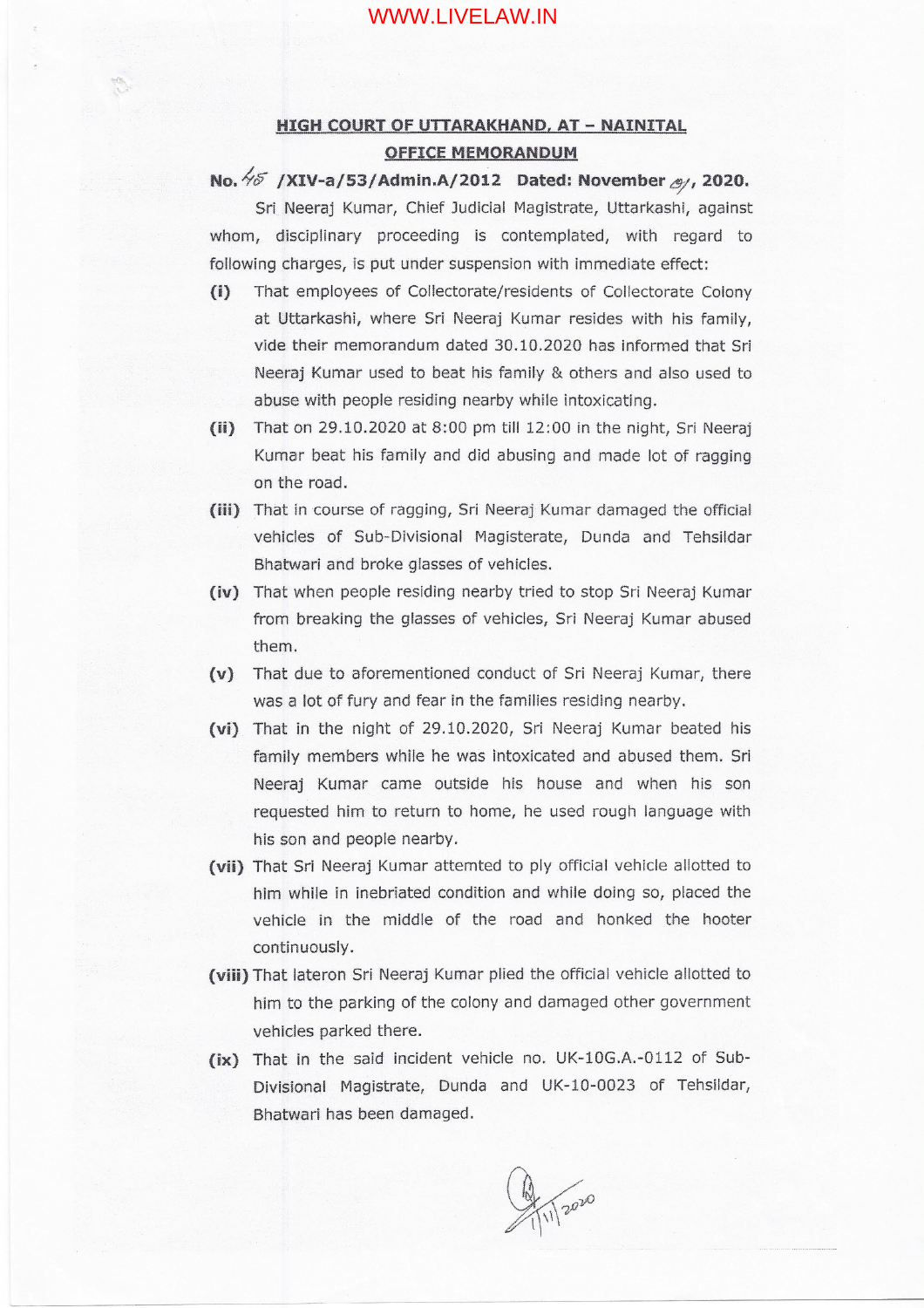## HIGH COURT OF UTTARAKHAND, AT – NAINITAL

## OFFICE MEMORANDUM

**No. 45 /XIV-a/53/Admin.A/2012 Dated: November 01, 2020.**

Sri Neeraj Kumar, Chief Judicial Magistrate, Uttarkashi, against whom, disciplinary proceeding is contemplated, with regard to following charges, is put under suspension with immediate effect:

**(i)** That employees of Collectorate/residents of Collectorate Colony at Uttarkashi, where Sri Neeraj Kumar resides with his family, vide their memorandum dated 30.10.2020 has informed that Sri Neeraj Kumar used to beat his family & others and also used to abuse with people residing nearby while intoxicating.

**(ii)** That on 29.10.2020 at 8:00 pm till 12:00 in the night, Sri Neeraj Kumar beat his family and did abusing and made lot of ragging on the road.

**(iii)** That in course of ragging, Sri Neeraj Kumar damaged the official vehicles of Sub-Divisional Magisterate, Dunda and Tehsildar Bhatwari and broke glasses of vehicles.

**(iv)** That when people residing nearby tried to stop Sri Neeraj Kumar from breaking the glasses of vehicles, Sri Neeraj Kumar abused them.

**(v)** That due to aforementioned conduct of Sri Neeraj Kumar, there was a lot of fury and fear in the families residing nearby.

**(vi)** That in the night of 29.10.2020, Sri Neeraj Kumar beated his family members while he was intoxicated and abused them. Sri Neeraj Kumar came outside his house and when his son requested him to return to home, he used rough language with his son and people nearby.

**(vii)** That Sri Neeraj Kumar attemted to ply official vehicle allotted to him while in inebriated condition and while doing so, placed the vehicle in the middle of the road and honked the hooter continuously.

**(viii)** That lateron Sri Neeraj Kumar plied the official vehicle allotted to him to the parking of the colony and damaged other government vehicles parked there.

**(ix)** That in the said incident vehicle no. UK-10G.A.-0112 of Sub-Divisional Magistrate, Dunda and UK-10-0023 of Tehsildar, Bhatwari has been damaged.

1/11/2020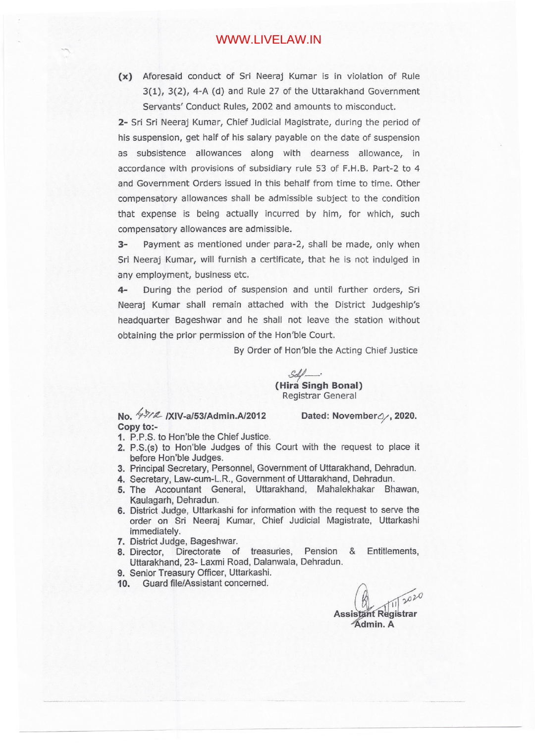**(x)** Aforesaid conduct of Sri Neeraj Kumar is in violation of Rule 3(1), 3(2), 4-A (d) and Rule 27 of the Uttarakhand Government Servants' Conduct Rules, 2002 and amounts to misconduct.

**2-** Sri Sri Neeraj Kumar, Chief Judicial Magistrate, during the period of his suspension, get half of his salary payable on the date of suspension as subsistence allowances along with dearness allowance, in accordance with provisions of subsidiary rule 53 of F.H.B. Part-2 to 4 and Government Orders issued in this behalf from time to time. Other compensatory allowances shall be admissible subject to the condition that expense is being actually incurred by him, for which, such compensatory allowances are admissible.

**3-** Payment as mentioned under para-2, shall be made, only when Sri Neeraj Kumar, will furnish a certificate, that he is not indulged in any employment, business etc.

**4-** During the period of suspension and until further orders, Sri Neeraj Kumar shall remain attached with the District Judgeship's headquarter Bageshwar and he shall not leave the station without obtaining the prior permission of the Hon'ble Court.

By Order of Hon'ble the Acting Chief Justice

Sd/-
**(Hira Singh Bonal)**
Registrar General

**No. 4712 /XIV-a/53/Admin.A/2012** **Dated: November 01, 2020.**

**Copy to:-**

1. P.P.S. to Hon'ble the Chief Justice.
2. P.S.(s) to Hon'ble Judges of this Court with the request to place it before Hon'ble Judges.
3. Principal Secretary, Personnel, Government of Uttarakhand, Dehradun.
4. Secretary, Law-cum-L.R., Government of Uttarakhand, Dehradun.
5. The Accountant General, Uttarakhand, Mahalekhakar Bhawan, Kaulagarh, Dehradun.
6. District Judge, Uttarkashi for information with the request to serve the order on Sri Neeraj Kumar, Chief Judicial Magistrate, Uttarkashi immediately.
7. District Judge, Bageshwar.
8. Director, Directorate of treasuries, Pension & Entitlements, Uttarakhand, 23- Laxmi Road, Dalanwala, Dehradun.
9. Senior Treasury Officer, Uttarkashi.
10. Guard file/Assistant concerned.

1/11/2020
**Assistant Registrar**
**Admin. A**